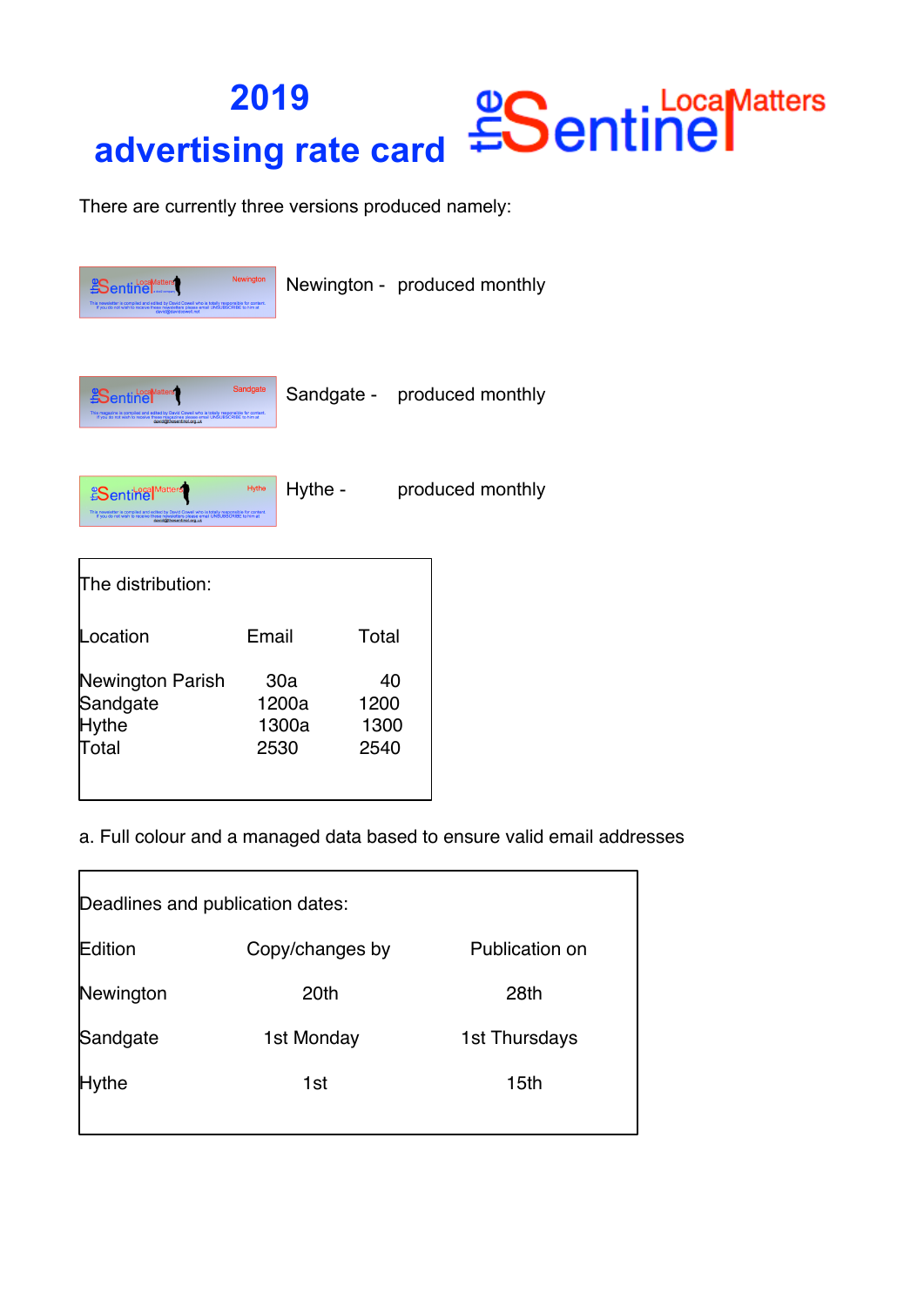# 2019 advertising rate card

theSentinel LocalMatters

There are currently three versions produced namely:

Newington - produced monthly

Sandgate - produced monthly

Hythe - produced monthly

The distribution:

| Location | Email | Total |
|---|---|---|
| Newington Parish | 30a | 40 |
| Sandgate | 1200a | 1200 |
| Hythe | 1300a | 1300 |
| Total | 2530 | 2540 |

a. Full colour and a managed data based to ensure valid email addresses

Deadlines and publication dates:

| Edition | Copy/changes by | Publication on |
|---|---|---|
| Newington | 20th | 28th |
| Sandgate | 1st Monday | 1st Thursdays |
| Hythe | 1st | 15th |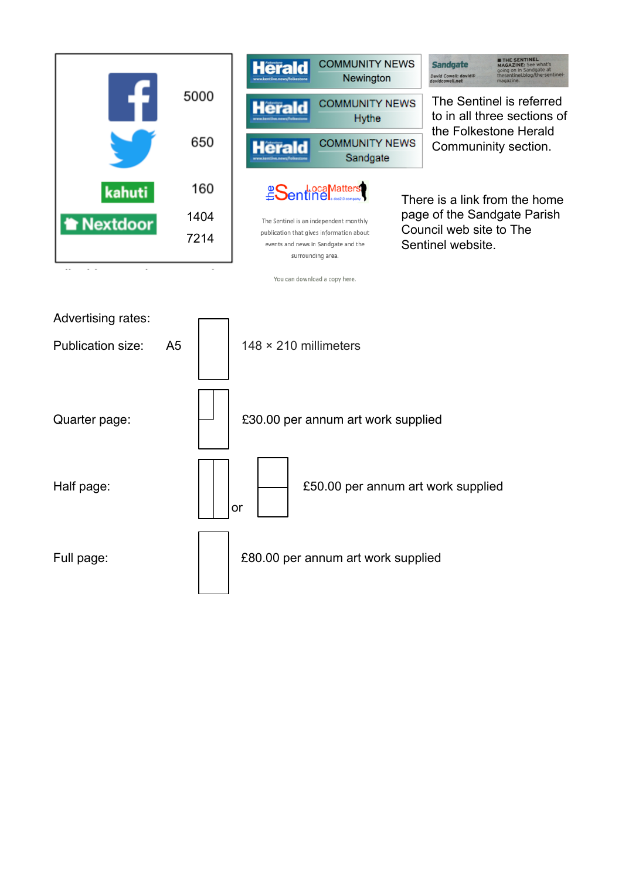| | |
|---|---|
| Facebook | 5000 |
| Twitter | 650 |
| kahuti | 160 |
| Nextdoor | 1404 |
| | 7214 |

Herald COMMUNITY NEWS Newington

Herald COMMUNITY NEWS Hythe

Herald COMMUNITY NEWS Sandgate

Sandgate
David Cowell: david@davidcowell.net
THE SENTINEL MAGAZINE: See what's going on in Sandgate at thesentinel.blog/the-sentinel-magazine.

The Sentinel is referred to in all three sections of the Folkestone Herald Communinity section.

theSentinel LocalMatters

The Sentinel is an independent monthly publication that gives information about events and news in Sandgate and the surrounding area.

You can download a copy here.

There is a link from the home page of the Sandgate Parish Council web site to The Sentinel website.

Advertising rates:

| | | |
|---|---|---|
| Publication size: | A5 | 148 × 210 millimeters |
| Quarter page: | | £30.00 per annum art work supplied |
| Half page: | or | £50.00 per annum art work supplied |
| Full page: | | £80.00 per annum art work supplied |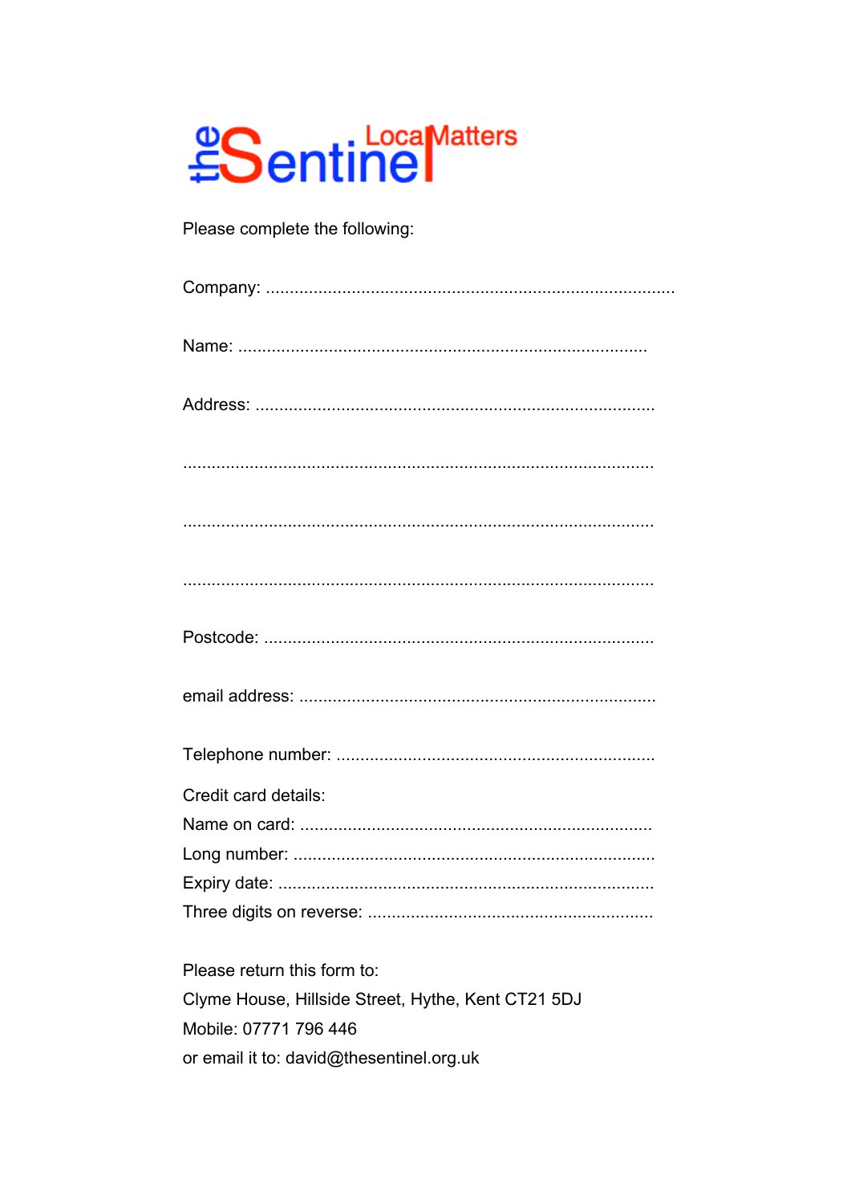the Sentinel Local Matters

Please complete the following:

Company: ....................................................................................

Name: ....................................................................................

Address: ..................................................................................

.................................................................................................

.................................................................................................

.................................................................................................

Postcode: .................................................................................

email address: .........................................................................

Telephone number: .................................................................

Credit card details:

Name on card: ........................................................................

Long number: ..........................................................................

Expiry date: .............................................................................

Three digits on reverse: ..........................................................

Please return this form to:

Clyme House, Hillside Street, Hythe, Kent CT21 5DJ

Mobile: 07771 796 446

or email it to: david@thesentinel.org.uk